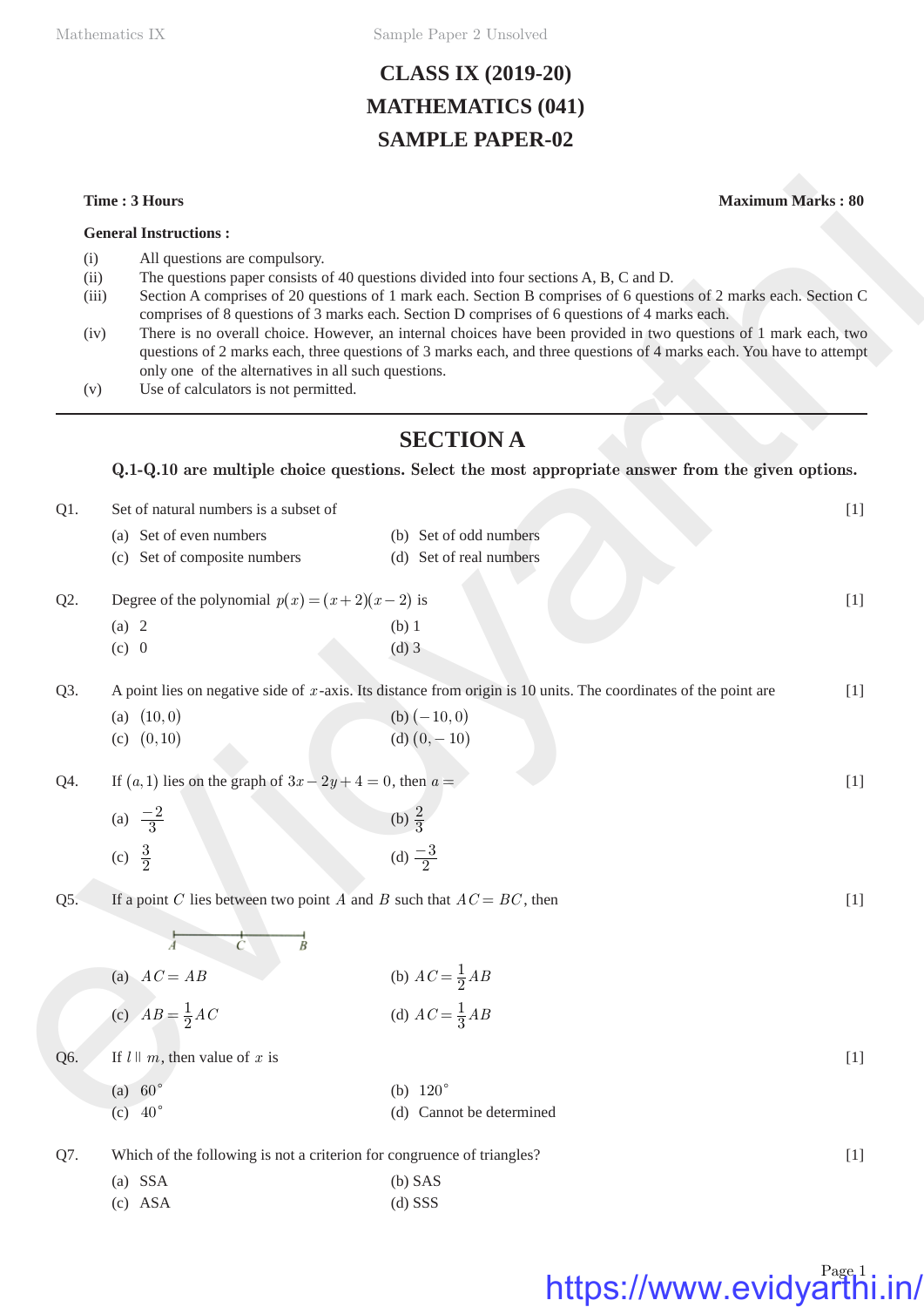# CLASS IX (2019-20)
# MATHEMATICS (041)
# SAMPLE PAPER-02

**Time : 3 Hours** **Maximum Marks : 80**

**General Instructions :**

(i) All questions are compulsory.

(ii) The questions paper consists of 40 questions divided into four sections A, B, C and D.

(iii) Section A comprises of 20 questions of 1 mark each. Section B comprises of 6 questions of 2 marks each. Section C comprises of 8 questions of 3 marks each. Section D comprises of 6 questions of 4 marks each.

(iv) There is no overall choice. However, an internal choices have been provided in two questions of 1 mark each, two questions of 2 marks each, three questions of 3 marks each, and three questions of 4 marks each. You have to attempt only one of the alternatives in all such questions.

(v) Use of calculators is not permitted.

---

## SECTION A

**Q.1-Q.10 are multiple choice questions. Select the most appropriate answer from the given options.**

Q1. Set of natural numbers is a subset of [1]

(a) Set of even numbers
(b) Set of odd numbers
(c) Set of composite numbers
(d) Set of real numbers

Q2. Degree of the polynomial $p(x) = (x+2)(x-2)$ is [1]

(a) 2
(b) 1
(c) 0
(d) 3

Q3. A point lies on negative side of $x$-axis. Its distance from origin is 10 units. The coordinates of the point are [1]

(a) $(10, 0)$
(b) $(-10, 0)$
(c) $(0, 10)$
(d) $(0, -10)$

Q4. If $(a, 1)$ lies on the graph of $3x - 2y + 4 = 0$, then $a =$ [1]

(a) $\frac{-2}{3}$
(b) $\frac{2}{3}$
(c) $\frac{3}{2}$
(d) $\frac{-3}{2}$

Q5. If a point $C$ lies between two point $A$ and $B$ such that $AC = BC$, then [1]

A ——— C ——— B

(a) $AC = AB$
(b) $AC = \frac{1}{2}AB$
(c) $AB = \frac{1}{2}AC$
(d) $AC = \frac{1}{3}AB$

Q6. If $l \parallel m$, then value of $x$ is [1]

(a) $60^\circ$
(b) $120^\circ$
(c) $40^\circ$
(d) Cannot be determined

Q7. Which of the following is not a criterion for congruence of triangles? [1]

(a) SSA
(b) SAS
(c) ASA
(d) SSS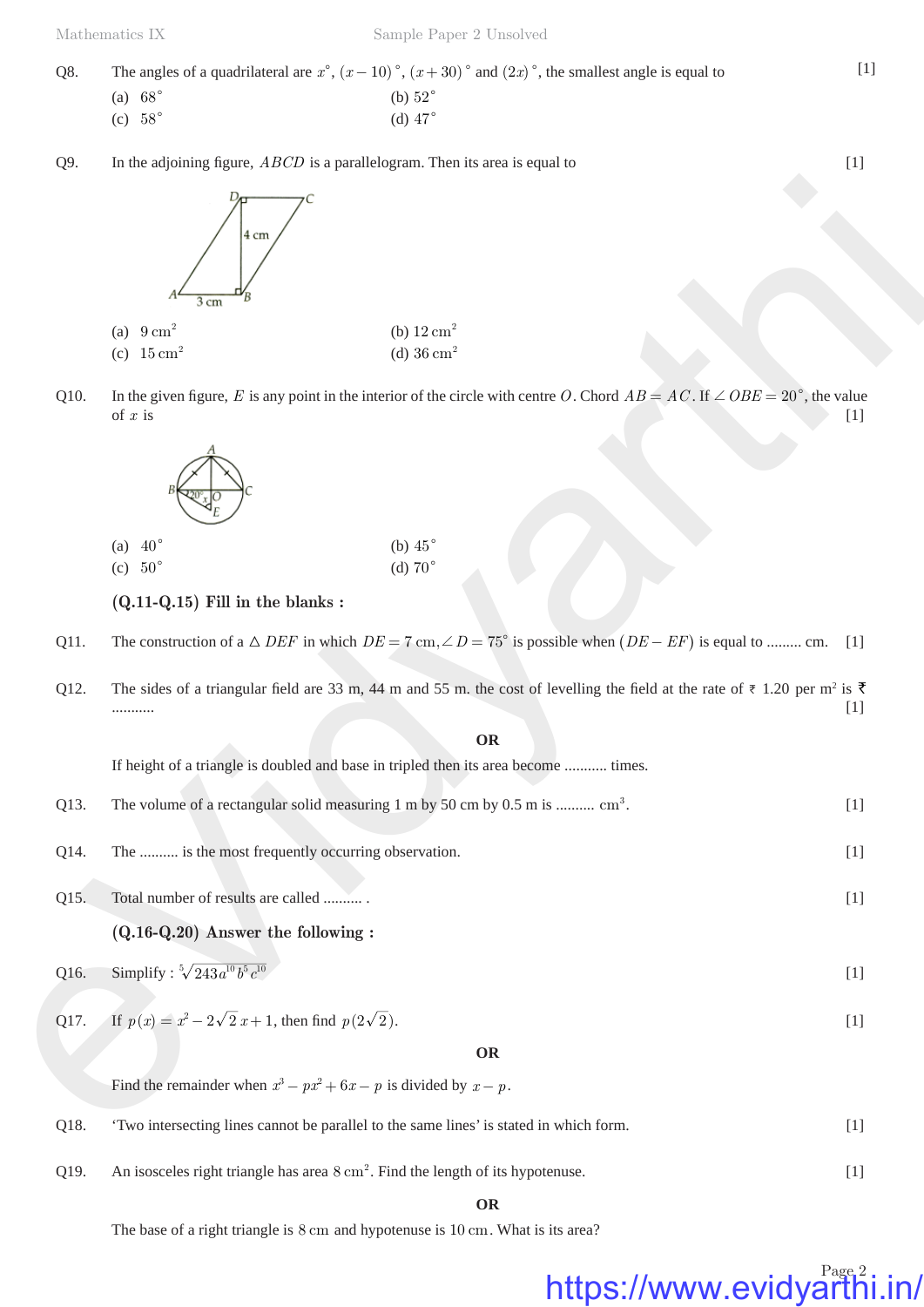Q8. The angles of a quadrilateral are $x^\circ$, $(x-10)^\circ$, $(x+30)^\circ$ and $(2x)^\circ$, the smallest angle is equal to [1]

(a) $68^\circ$ (b) $52^\circ$

(c) $58^\circ$ (d) $47^\circ$

Q9. In the adjoining figure, $ABCD$ is a parallelogram. Then its area is equal to [1]

(a) $9\text{ cm}^2$ (b) $12\text{ cm}^2$

(c) $15\text{ cm}^2$ (d) $36\text{ cm}^2$

Q10. In the given figure, $E$ is any point in the interior of the circle with centre $O$. Chord $AB = AC$. If $\angle OBE = 20^\circ$, the value of $x$ is [1]

(a) $40^\circ$ (b) $45^\circ$

(c) $50^\circ$ (d) $70^\circ$

**(Q.11-Q.15) Fill in the blanks :**

Q11. The construction of a $\triangle DEF$ in which $DE = 7$ cm, $\angle D = 75^\circ$ is possible when $(DE - EF)$ is equal to ......... cm. [1]

Q12. The sides of a triangular field are 33 m, 44 m and 55 m. the cost of levelling the field at the rate of ₹ 1.20 per m² is ₹ ........... [1]

**OR**

If height of a triangle is doubled and base in tripled then its area become ........... times.

Q13. The volume of a rectangular solid measuring 1 m by 50 cm by 0.5 m is ......... $\text{cm}^3$. [1]

Q14. The .......... is the most frequently occurring observation. [1]

Q15. Total number of results are called .......... . [1]

**(Q.16-Q.20) Answer the following :**

Q16. Simplify : $\sqrt[5]{243a^{10}b^5c^{10}}$ [1]

Q17. If $p(x) = x^2 - 2\sqrt{2}x + 1$, then find $p(2\sqrt{2})$. [1]

**OR**

Find the remainder when $x^3 - px^2 + 6x - p$ is divided by $x - p$.

Q18. 'Two intersecting lines cannot be parallel to the same lines' is stated in which form. [1]

Q19. An isosceles right triangle has area $8\text{ cm}^2$. Find the length of its hypotenuse. [1]

**OR**

The base of a right triangle is $8\text{ cm}$ and hypotenuse is $10\text{ cm}$. What is its area?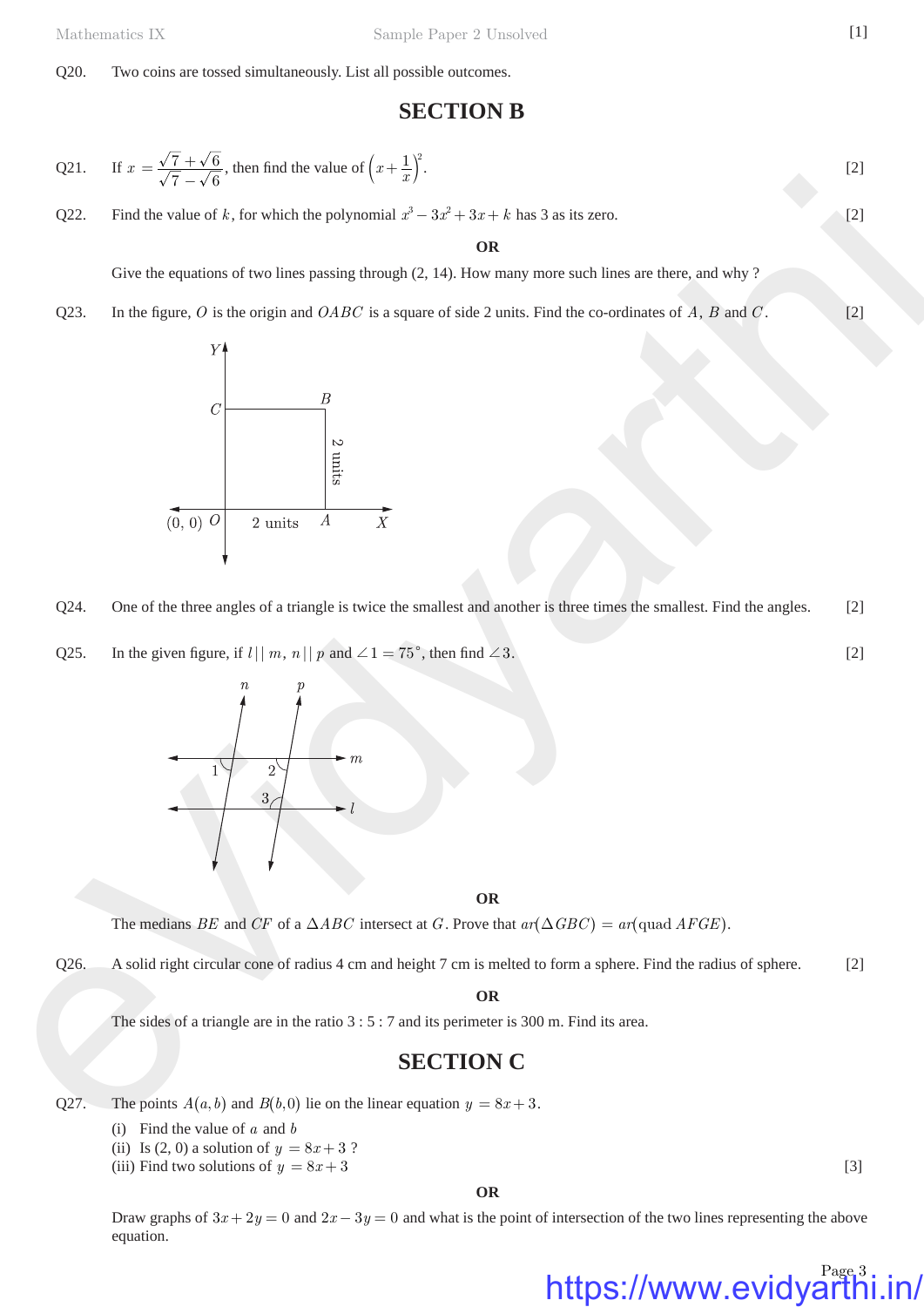Q20. Two coins are tossed simultaneously. List all possible outcomes.

## SECTION B

Q21. If $x = \dfrac{\sqrt{7}+\sqrt{6}}{\sqrt{7}-\sqrt{6}}$, then find the value of $\left(x+\dfrac{1}{x}\right)^2$. [2]

Q22. Find the value of $k$, for which the polynomial $x^3 - 3x^2 + 3x + k$ has 3 as its zero. [2]

**OR**

Give the equations of two lines passing through (2, 14). How many more such lines are there, and why ?

Q23. In the figure, $O$ is the origin and $OABC$ is a square of side 2 units. Find the co-ordinates of $A$, $B$ and $C$. [2]

Q24. One of the three angles of a triangle is twice the smallest and another is three times the smallest. Find the angles. [2]

Q25. In the given figure, if $l \,||\, m$, $n \,||\, p$ and $\angle 1 = 75^\circ$, then find $\angle 3$. [2]

**OR**

The medians $BE$ and $CF$ of a $\Delta ABC$ intersect at $G$. Prove that $ar(\Delta GBC) = ar(\text{quad } AFGE)$.

Q26. A solid right circular cone of radius 4 cm and height 7 cm is melted to form a sphere. Find the radius of sphere. [2]

**OR**

The sides of a triangle are in the ratio 3 : 5 : 7 and its perimeter is 300 m. Find its area.

## SECTION C

Q27. The points $A(a, b)$ and $B(b, 0)$ lie on the linear equation $y = 8x + 3$.

(i) Find the value of $a$ and $b$
(ii) Is (2, 0) a solution of $y = 8x + 3$ ?
(iii) Find two solutions of $y = 8x + 3$ [3]

**OR**

Draw graphs of $3x + 2y = 0$ and $2x - 3y = 0$ and what is the point of intersection of the two lines representing the above equation.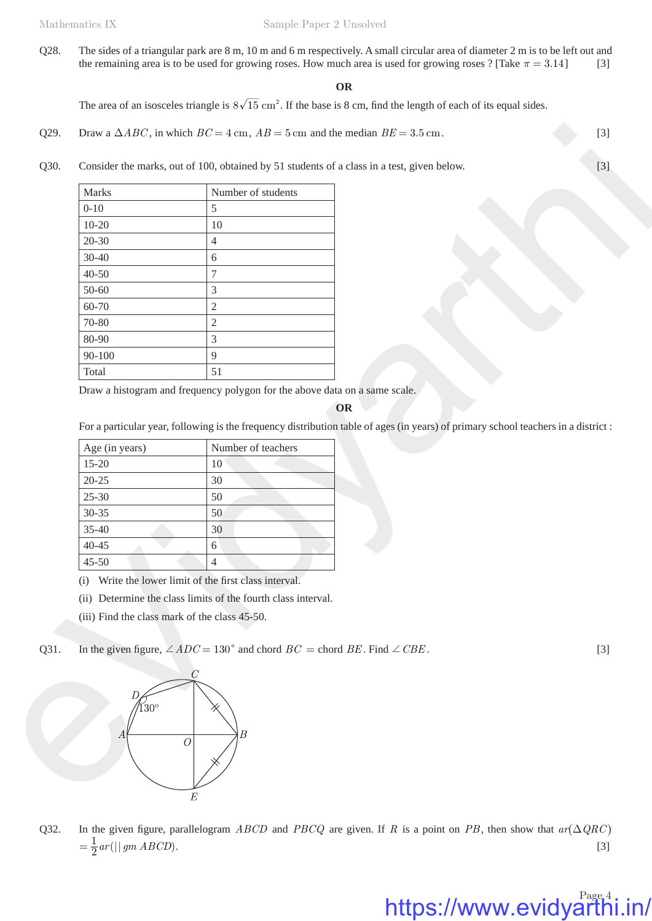Q28. The sides of a triangular park are 8 m, 10 m and 6 m respectively. A small circular area of diameter 2 m is to be left out and the remaining area is to be used for growing roses. How much area is used for growing roses ? [Take $\pi = 3.14$] [3]

**OR**

The area of an isosceles triangle is $8\sqrt{15}\ \text{cm}^2$. If the base is 8 cm, find the length of each of its equal sides.

Q29. Draw a $\Delta ABC$, in which $BC = 4\ \text{cm}$, $AB = 5\ \text{cm}$ and the median $BE = 3.5\ \text{cm}$. [3]

Q30. Consider the marks, out of 100, obtained by 51 students of a class in a test, given below. [3]

| Marks | Number of students |
|---|---|
| 0-10 | 5 |
| 10-20 | 10 |
| 20-30 | 4 |
| 30-40 | 6 |
| 40-50 | 7 |
| 50-60 | 3 |
| 60-70 | 2 |
| 70-80 | 2 |
| 80-90 | 3 |
| 90-100 | 9 |
| Total | 51 |

Draw a histogram and frequency polygon for the above data on a same scale.

**OR**

For a particular year, following is the frequency distribution table of ages (in years) of primary school teachers in a district :

| Age (in years) | Number of teachers |
|---|---|
| 15-20 | 10 |
| 20-25 | 30 |
| 25-30 | 50 |
| 30-35 | 50 |
| 35-40 | 30 |
| 40-45 | 6 |
| 45-50 | 4 |

(i) Write the lower limit of the first class interval.

(ii) Determine the class limits of the fourth class interval.

(iii) Find the class mark of the class 45-50.

Q31. In the given figure, $\angle ADC = 130^\circ$ and chord $BC$ = chord $BE$. Find $\angle CBE$. [3]

Q32. In the given figure, parallelogram $ABCD$ and $PBCQ$ are given. If $R$ is a point on $PB$, then show that $ar(\Delta QRC) = \frac{1}{2} ar(||gm\ ABCD)$. [3]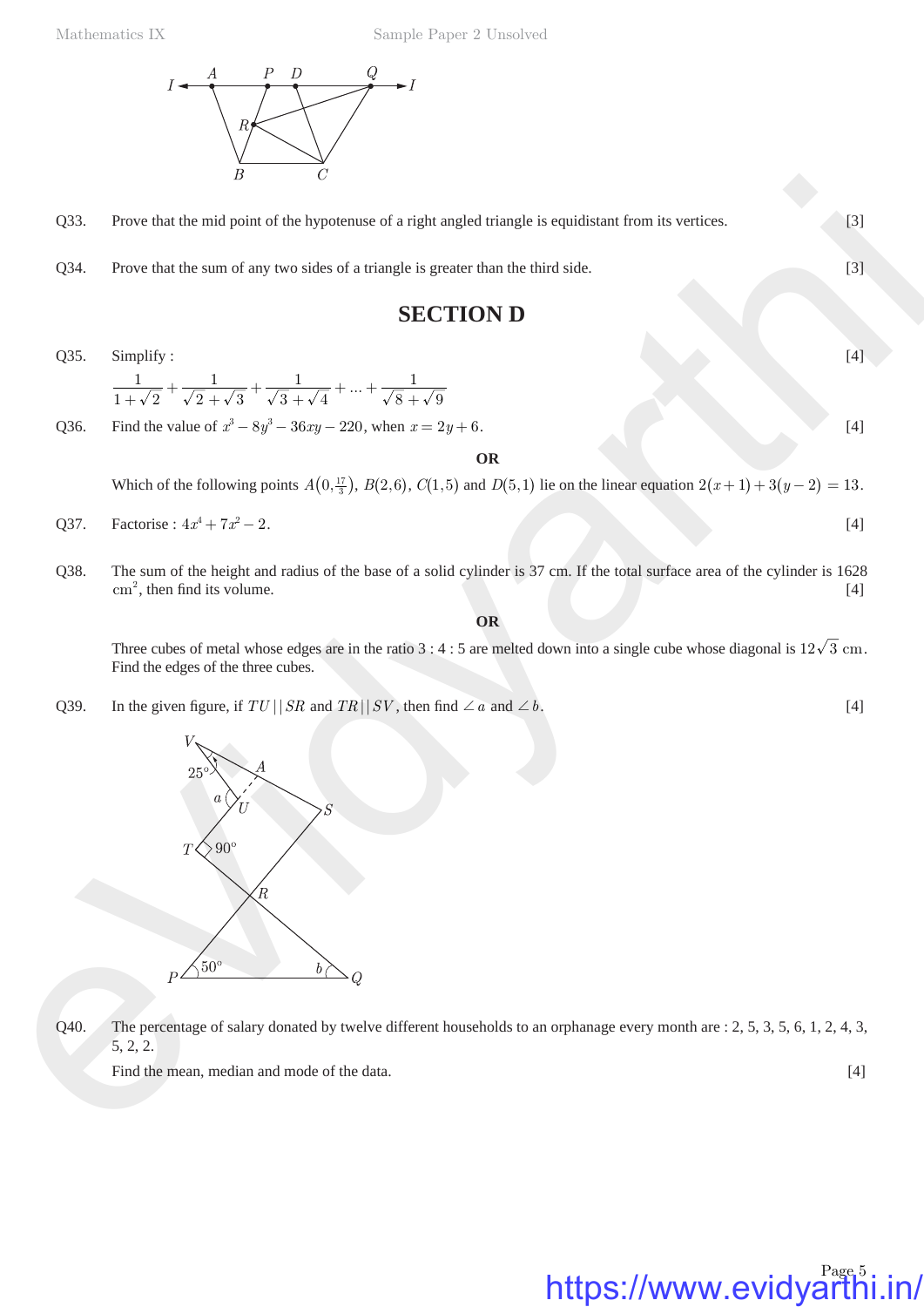Q33. Prove that the mid point of the hypotenuse of a right angled triangle is equidistant from its vertices. [3]

Q34. Prove that the sum of any two sides of a triangle is greater than the third side. [3]

## SECTION D

Q35. Simplify : [4]

$$\frac{1}{1+\sqrt{2}}+\frac{1}{\sqrt{2}+\sqrt{3}}+\frac{1}{\sqrt{3}+\sqrt{4}}+...+\frac{1}{\sqrt{8}+\sqrt{9}}$$

Q36. Find the value of $x^3-8y^3-36xy-220$, when $x=2y+6$. [4]

**OR**

Which of the following points $A\left(0,\frac{17}{3}\right)$, $B(2,6)$, $C(1,5)$ and $D(5,1)$ lie on the linear equation $2(x+1)+3(y-2)=13$.

Q37. Factorise : $4x^4+7x^2-2$. [4]

Q38. The sum of the height and radius of the base of a solid cylinder is 37 cm. If the total surface area of the cylinder is 1628 $\text{cm}^2$, then find its volume. [4]

**OR**

Three cubes of metal whose edges are in the ratio 3 : 4 : 5 are melted down into a single cube whose diagonal is $12\sqrt{3}$ cm. Find the edges of the three cubes.

Q39. In the given figure, if $TU\,||\,SR$ and $TR\,||\,SV$, then find $\angle a$ and $\angle b$. [4]

Q40. The percentage of salary donated by twelve different households to an orphanage every month are : 2, 5, 3, 5, 6, 1, 2, 4, 3, 5, 2, 2.

Find the mean, median and mode of the data. [4]